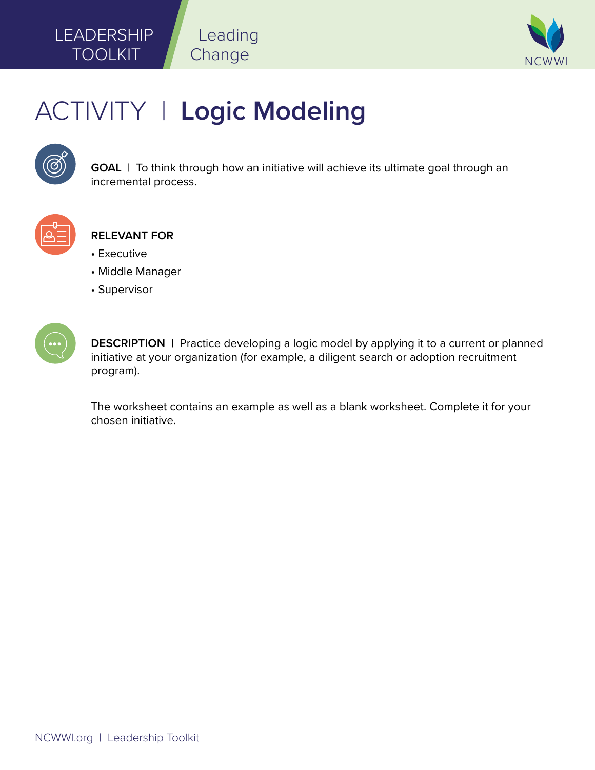LEADERSHIP TOOLKIT | Leading Change

# ACTIVITY | Logic Modeling

**GOAL** | To think through how an initiative will achieve its ultimate goal through an incremental process.

**RELEVANT FOR**

- Executive
- Middle Manager
- Supervisor

**DESCRIPTION** | Practice developing a logic model by applying it to a current or planned initiative at your organization (for example, a diligent search or adoption recruitment program).

The worksheet contains an example as well as a blank worksheet. Complete it for your chosen initiative.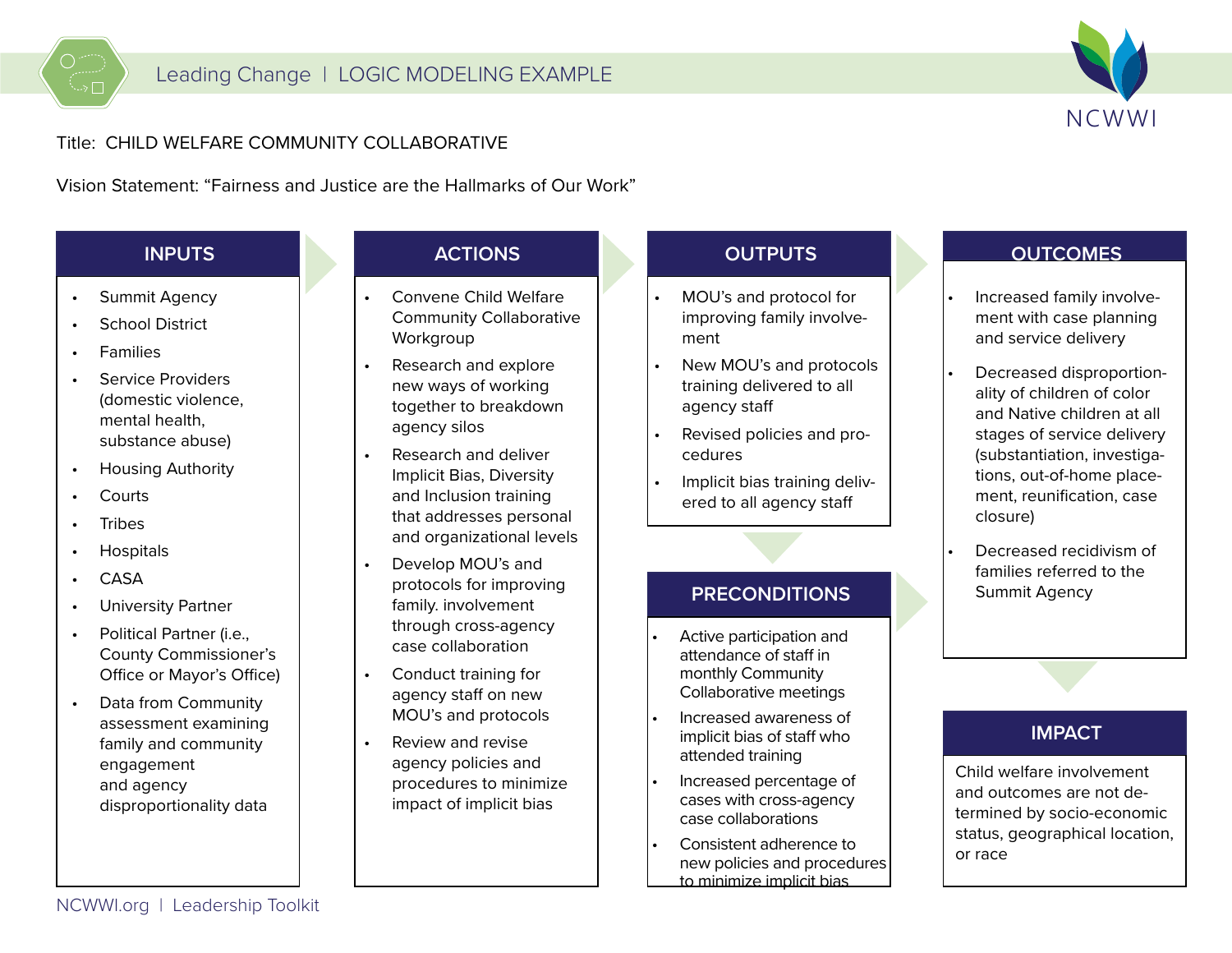Title: CHILD WELFARE COMMUNITY COLLABORATIVE

Vision Statement: "Fairness and Justice are the Hallmarks of Our Work"

## INPUTS

- Summit Agency
- School District
- Families
- Service Providers (domestic violence, mental health, substance abuse)
- Housing Authority
- Courts
- Tribes
- Hospitals
- CASA
- University Partner
- Political Partner (i.e., County Commissioner's Office or Mayor's Office)
- Data from Community assessment examining family and community engagement and agency disproportionality data

## ACTIONS

- Convene Child Welfare Community Collaborative Workgroup
- Research and explore new ways of working together to breakdown agency silos
- Research and deliver Implicit Bias, Diversity and Inclusion training that addresses personal and organizational levels
- Develop MOU's and protocols for improving family. involvement through cross-agency case collaboration
- Conduct training for agency staff on new MOU's and protocols
- Review and revise agency policies and procedures to minimize impact of implicit bias

## OUTPUTS

- MOU's and protocol for improving family involvement
- New MOU's and protocols training delivered to all agency staff
- Revised policies and procedures
- Implicit bias training delivered to all agency staff

## PRECONDITIONS

- Active participation and attendance of staff in monthly Community Collaborative meetings
- Increased awareness of implicit bias of staff who attended training
- Increased percentage of cases with cross-agency case collaborations
- Consistent adherence to new policies and procedures to minimize implicit bias

## OUTCOMES

- Increased family involvement with case planning and service delivery
- Decreased disproportionality of children of color and Native children at all stages of service delivery (substantiation, investigations, out-of-home placement, reunification, case closure)
- Decreased recidivism of families referred to the Summit Agency

## IMPACT

Child welfare involvement and outcomes are not determined by socio-economic status, geographical location, or race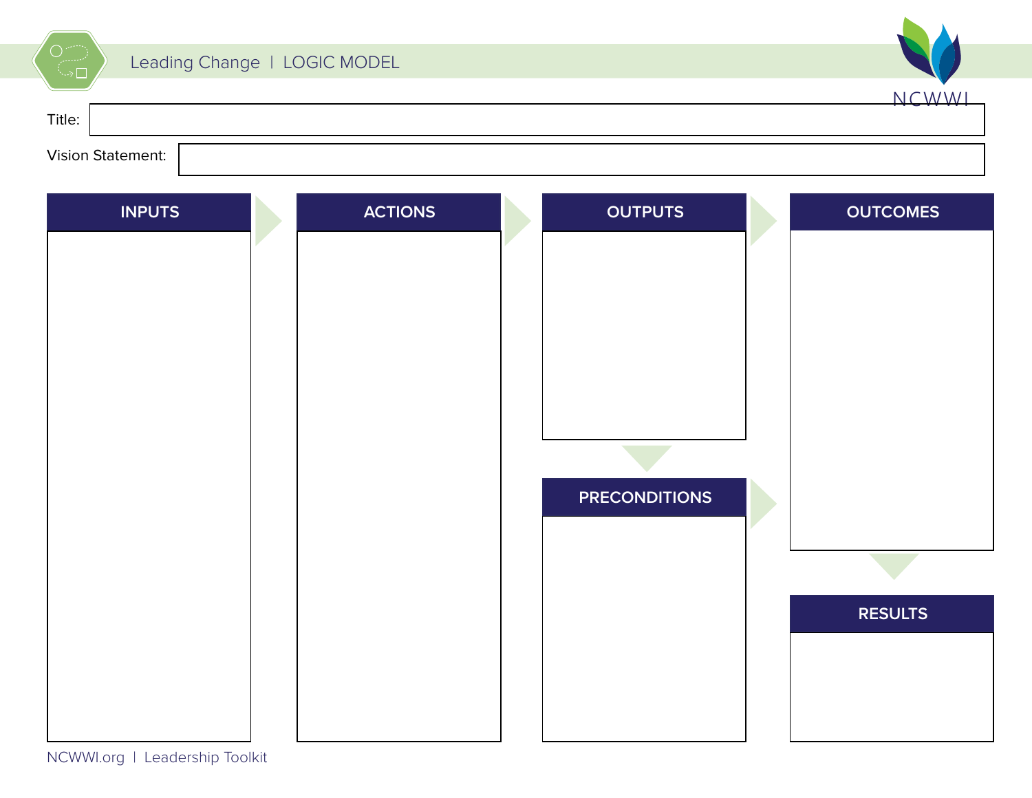Leading Change | LOGIC MODEL

NCWWI

Title:

Vision Statement:

**INPUTS**

**ACTIONS**

**OUTPUTS**

**PRECONDITIONS**

**OUTCOMES**

**RESULTS**

NCWWI.org | Leadership Toolkit